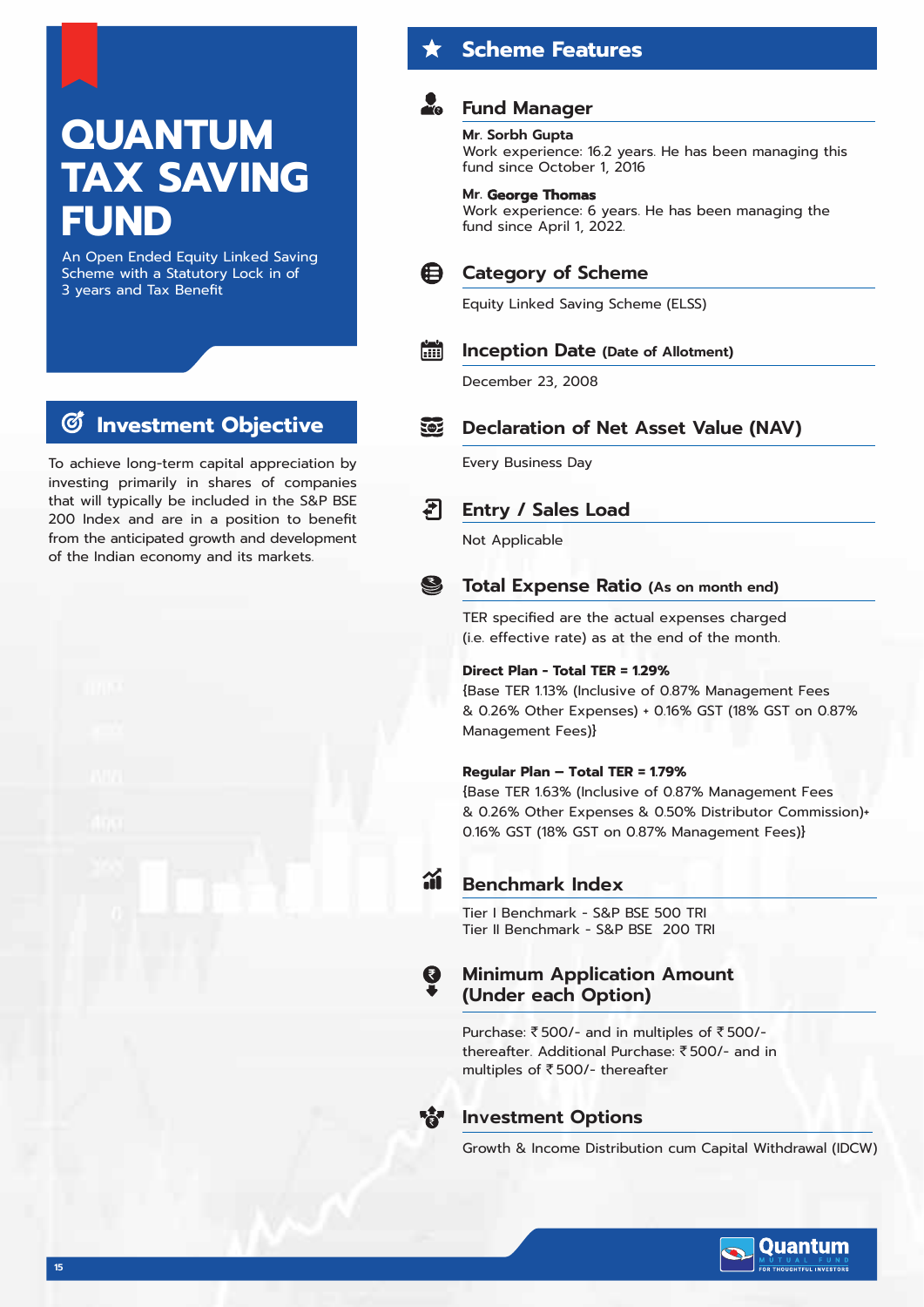# QUANTUM TAX SAVING FUND

An Open Ended Equity Linked Saving Scheme with a Statutory Lock in of 3 years and Tax Benefit

## Investment Objective

To achieve long-term capital appreciation by investing primarily in shares of companies that will typically be included in the S&P BSE 200 Index and are in a position to benefit from the anticipated growth and development of the Indian economy and its markets.

## Scheme Features

### Fund Manager

**Mr. Sorbh Gupta**
Work experience: 16.2 years. He has been managing this fund since October 1, 2016

**Mr. George Thomas**
Work experience: 6 years. He has been managing the fund since April 1, 2022.

### Category of Scheme

Equity Linked Saving Scheme (ELSS)

### Inception Date (Date of Allotment)

December 23, 2008

### Declaration of Net Asset Value (NAV)

Every Business Day

### Entry / Sales Load

Not Applicable

### Total Expense Ratio (As on month end)

TER specified are the actual expenses charged (i.e. effective rate) as at the end of the month.

**Direct Plan - Total TER = 1.29%**
{Base TER 1.13% (Inclusive of 0.87% Management Fees & 0.26% Other Expenses) + 0.16% GST (18% GST on 0.87% Management Fees)}

**Regular Plan – Total TER = 1.79%**
{Base TER 1.63% (Inclusive of 0.87% Management Fees & 0.26% Other Expenses & 0.50% Distributor Commission)+ 0.16% GST (18% GST on 0.87% Management Fees)}

### Benchmark Index

Tier I Benchmark - S&P BSE 500 TRI
Tier II Benchmark - S&P BSE 200 TRI

### Minimum Application Amount (Under each Option)

Purchase: ₹ 500/- and in multiples of ₹ 500/- thereafter. Additional Purchase: ₹ 500/- and in multiples of ₹ 500/- thereafter

### Investment Options

Growth & Income Distribution cum Capital Withdrawal (IDCW)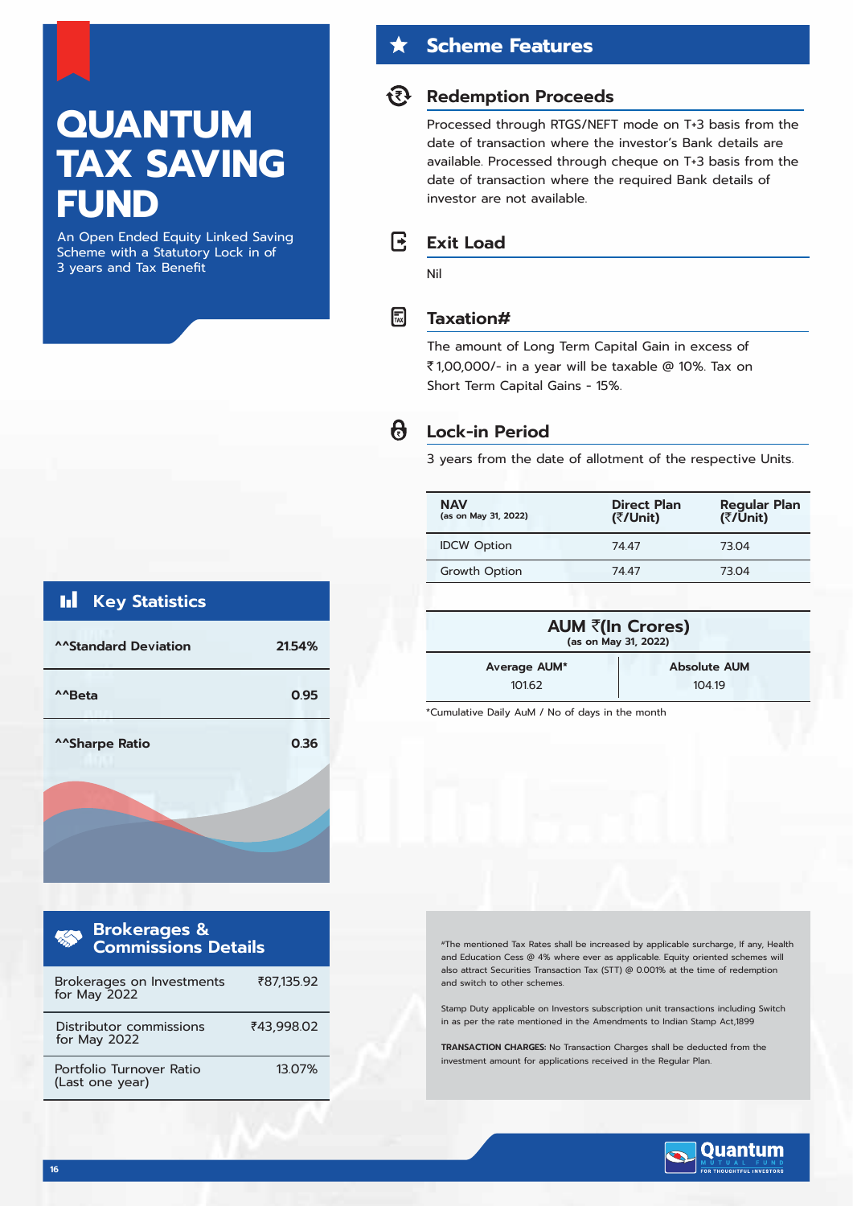# QUANTUM TAX SAVING FUND

An Open Ended Equity Linked Saving Scheme with a Statutory Lock in of 3 years and Tax Benefit

## Key Statistics

| | |
|---|---|
| ^^Standard Deviation | 21.54% |
| ^^Beta | 0.95 |
| ^^Sharpe Ratio | 0.36 |

## Brokerages & Commissions Details

| | |
|---|---|
| Brokerages on Investments for May 2022 | ₹87,135.92 |
| Distributor commissions for May 2022 | ₹43,998.02 |
| Portfolio Turnover Ratio (Last one year) | 13.07% |

## Scheme Features

### Redemption Proceeds

Processed through RTGS/NEFT mode on T+3 basis from the date of transaction where the investor's Bank details are available. Processed through cheque on T+3 basis from the date of transaction where the required Bank details of investor are not available.

### Exit Load

Nil

### Taxation#

The amount of Long Term Capital Gain in excess of ₹1,00,000/- in a year will be taxable @ 10%. Tax on Short Term Capital Gains - 15%.

### Lock-in Period

3 years from the date of allotment of the respective Units.

| NAV (as on May 31, 2022) | Direct Plan (₹/Unit) | Regular Plan (₹/Unit) |
|---|---|---|
| IDCW Option | 74.47 | 73.04 |
| Growth Option | 74.47 | 73.04 |

| AUM ₹(In Crores) (as on May 31, 2022) | |
|---|---|
| Average AUM* | Absolute AUM |
| 101.62 | 104.19 |

*Cumulative Daily AuM / No of days in the month

#The mentioned Tax Rates shall be increased by applicable surcharge, If any, Health and Education Cess @ 4% where ever as applicable. Equity oriented schemes will also attract Securities Transaction Tax (STT) @ 0.001% at the time of redemption and switch to other schemes.

Stamp Duty applicable on Investors subscription unit transactions including Switch in as per the rate mentioned in the Amendments to Indian Stamp Act,1899

**TRANSACTION CHARGES:** No Transaction Charges shall be deducted from the investment amount for applications received in the Regular Plan.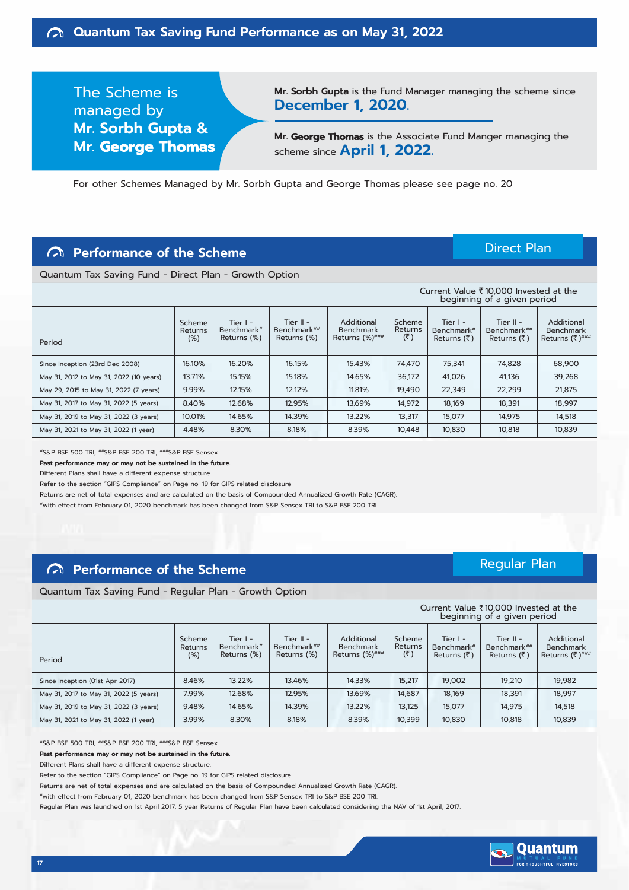# Quantum Tax Saving Fund Performance as on May 31, 2022

The Scheme is managed by **Mr. Sorbh Gupta & Mr. George Thomas**

Mr. **Sorbh Gupta** is the Fund Manager managing the scheme since **December 1, 2020.**

Mr. **George Thomas** is the Associate Fund Manger managing the scheme since **April 1, 2022.**

For other Schemes Managed by Mr. Sorbh Gupta and George Thomas please see page no. 20

## Performance of the Scheme — Direct Plan

Quantum Tax Saving Fund - Direct Plan - Growth Option

| | | | | | Current Value ₹10,000 Invested at the beginning of a given period | | | |
|---|---|---|---|---|---|---|---|---|
| Period | Scheme Returns (%) | Tier I - Benchmark# Returns (%) | Tier II - Benchmark## Returns (%) | Additional Benchmark Returns (%)### | Scheme Returns (₹) | Tier I - Benchmark# Returns (₹) | Tier II - Benchmark## Returns (₹) | Additional Benchmark Returns (₹)### |
| Since Inception (23rd Dec 2008) | 16.10% | 16.20% | 16.15% | 15.43% | 74,470 | 75,341 | 74,828 | 68,900 |
| May 31, 2012 to May 31, 2022 (10 years) | 13.71% | 15.15% | 15.18% | 14.65% | 36,172 | 41,026 | 41,136 | 39,268 |
| May 29, 2015 to May 31, 2022 (7 years) | 9.99% | 12.15% | 12.12% | 11.81% | 19,490 | 22,349 | 22,299 | 21,875 |
| May 31, 2017 to May 31, 2022 (5 years) | 8.40% | 12.68% | 12.95% | 13.69% | 14,972 | 18,169 | 18,391 | 18,997 |
| May 31, 2019 to May 31, 2022 (3 years) | 10.01% | 14.65% | 14.39% | 13.22% | 13,317 | 15,077 | 14,975 | 14,518 |
| May 31, 2021 to May 31, 2022 (1 year) | 4.48% | 8.30% | 8.18% | 8.39% | 10,448 | 10,830 | 10,818 | 10,839 |

#S&P BSE 500 TRI, ##S&P BSE 200 TRI, ###S&P BSE Sensex.

**Past performance may or may not be sustained in the future.**

Different Plans shall have a different expense structure.

Refer to the section "GIPS Compliance" on Page no. 19 for GIPS related disclosure.

Returns are net of total expenses and are calculated on the basis of Compounded Annualized Growth Rate (CAGR).

#with effect from February 01, 2020 benchmark has been changed from S&P Sensex TRI to S&P BSE 200 TRI.

## Performance of the Scheme — Regular Plan

Quantum Tax Saving Fund - Regular Plan - Growth Option

| | | | | | Current Value ₹10,000 Invested at the beginning of a given period | | | |
|---|---|---|---|---|---|---|---|---|
| Period | Scheme Returns (%) | Tier I - Benchmark# Returns (%) | Tier II - Benchmark## Returns (%) | Additional Benchmark Returns (%)### | Scheme Returns (₹) | Tier I - Benchmark# Returns (₹) | Tier II - Benchmark## Returns (₹) | Additional Benchmark Returns (₹)### |
| Since Inception (01st Apr 2017) | 8.46% | 13.22% | 13.46% | 14.33% | 15,217 | 19,002 | 19,210 | 19,982 |
| May 31, 2017 to May 31, 2022 (5 years) | 7.99% | 12.68% | 12.95% | 13.69% | 14,687 | 18,169 | 18,391 | 18,997 |
| May 31, 2019 to May 31, 2022 (3 years) | 9.48% | 14.65% | 14.39% | 13.22% | 13,125 | 15,077 | 14,975 | 14,518 |
| May 31, 2021 to May 31, 2022 (1 year) | 3.99% | 8.30% | 8.18% | 8.39% | 10,399 | 10,830 | 10,818 | 10,839 |

#S&P BSE 500 TRI, ##S&P BSE 200 TRI, ###S&P BSE Sensex.

**Past performance may or may not be sustained in the future.**

Different Plans shall have a different expense structure.

Refer to the section "GIPS Compliance" on Page no. 19 for GIPS related disclosure.

Returns are net of total expenses and are calculated on the basis of Compounded Annualized Growth Rate (CAGR).

#with effect from February 01, 2020 benchmark has been changed from S&P Sensex TRI to S&P BSE 200 TRI.

Regular Plan was launched on 1st April 2017. 5 year Returns of Regular Plan have been calculated considering the NAV of 1st April, 2017.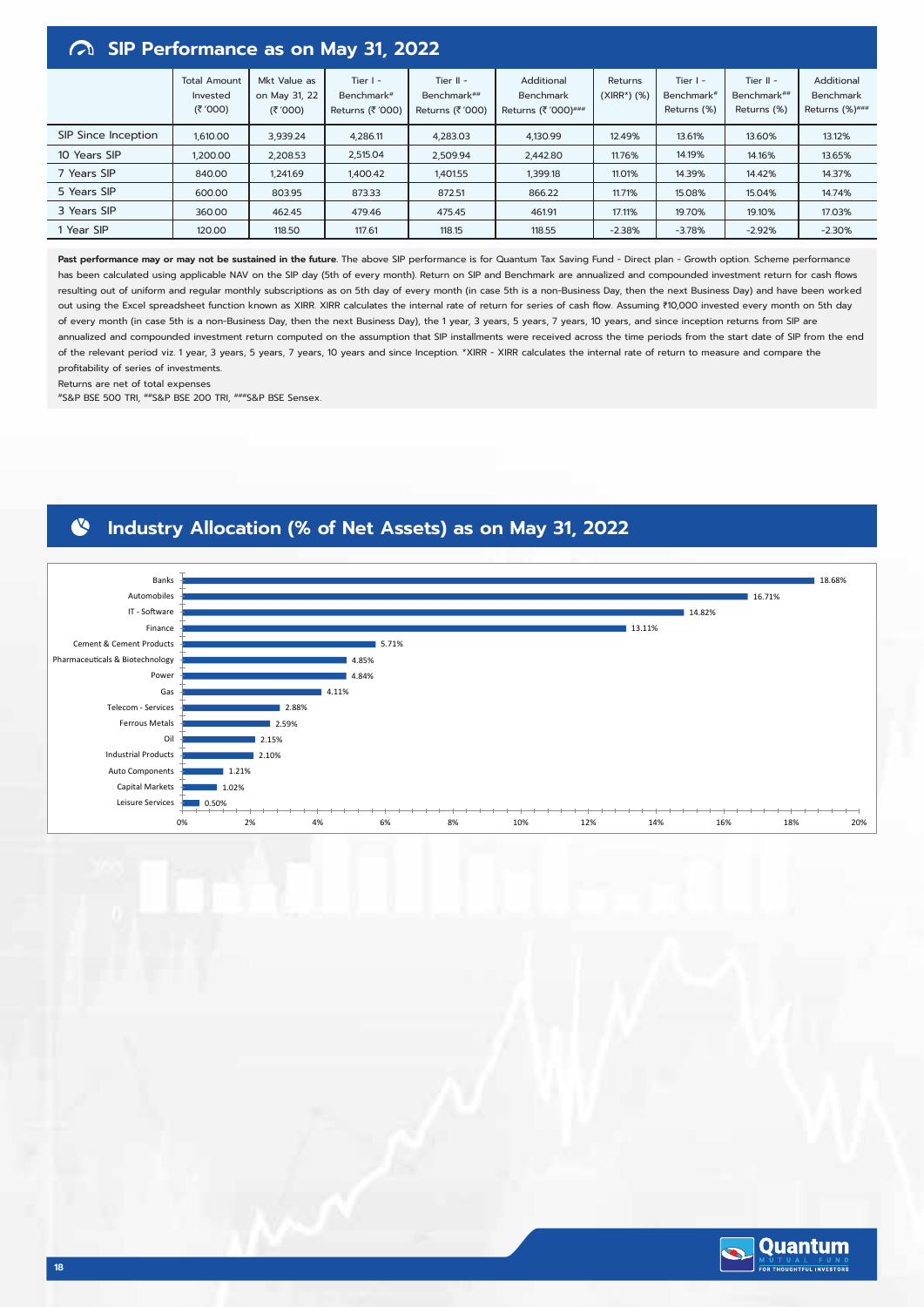## SIP Performance as on May 31, 2022

| | Total Amount Invested (₹ '000) | Mkt Value as on May 31, 22 (₹ '000) | Tier I - Benchmark# Returns (₹ '000) | Tier II - Benchmark## Returns (₹ '000) | Additional Benchmark Returns (₹ '000)### | Returns (XIRR*) (%) | Tier I - Benchmark# Returns (%) | Tier II - Benchmark## Returns (%) | Additional Benchmark Returns (%)### |
|---|---|---|---|---|---|---|---|---|---|
| SIP Since Inception | 1,610.00 | 3,939.24 | 4,286.11 | 4,283.03 | 4,130.99 | 12.49% | 13.61% | 13.60% | 13.12% |
| 10 Years SIP | 1,200.00 | 2,208.53 | 2,515.04 | 2,509.94 | 2,442.80 | 11.76% | 14.19% | 14.16% | 13.65% |
| 7 Years SIP | 840.00 | 1,241.69 | 1,400.42 | 1,401.55 | 1,399.18 | 11.01% | 14.39% | 14.42% | 14.37% |
| 5 Years SIP | 600.00 | 803.95 | 873.33 | 872.51 | 866.22 | 11.71% | 15.08% | 15.04% | 14.74% |
| 3 Years SIP | 360.00 | 462.45 | 479.46 | 475.45 | 461.91 | 17.11% | 19.70% | 19.10% | 17.03% |
| 1 Year SIP | 120.00 | 118.50 | 117.61 | 118.15 | 118.55 | -2.38% | -3.78% | -2.92% | -2.30% |

**Past performance may or may not be sustained in the future**. The above SIP performance is for Quantum Tax Saving Fund - Direct plan - Growth option. Scheme performance has been calculated using applicable NAV on the SIP day (5th of every month). Return on SIP and Benchmark are annualized and compounded investment return for cash flows resulting out of uniform and regular monthly subscriptions as on 5th day of every month (in case 5th is a non-Business Day, then the next Business Day) and have been worked out using the Excel spreadsheet function known as XIRR. XIRR calculates the internal rate of return for series of cash flow. Assuming ₹10,000 invested every month on 5th day of every month (in case 5th is a non-Business Day, then the next Business Day), the 1 year, 3 years, 5 years, 7 years, 10 years, and since inception returns from SIP are annualized and compounded investment return computed on the assumption that SIP installments were received across the time periods from the start date of SIP from the end of the relevant period viz. 1 year, 3 years, 5 years, 7 years, 10 years and since Inception. *XIRR - XIRR calculates the internal rate of return to measure and compare the profitability of series of investments.

Returns are net of total expenses

#S&P BSE 500 TRI, ##S&P BSE 200 TRI, ###S&P BSE Sensex.

## Industry Allocation (% of Net Assets) as on May 31, 2022

| Industry | % of Net Assets |
|---|---|
| Banks | 18.68% |
| Automobiles | 16.71% |
| IT - Software | 14.82% |
| Finance | 13.11% |
| Cement & Cement Products | 5.71% |
| Pharmaceuticals & Biotechnology | 4.85% |
| Power | 4.84% |
| Gas | 4.11% |
| Telecom - Services | 2.88% |
| Ferrous Metals | 2.59% |
| Oil | 2.15% |
| Industrial Products | 2.10% |
| Auto Components | 1.21% |
| Capital Markets | 1.02% |
| Leisure Services | 0.50% |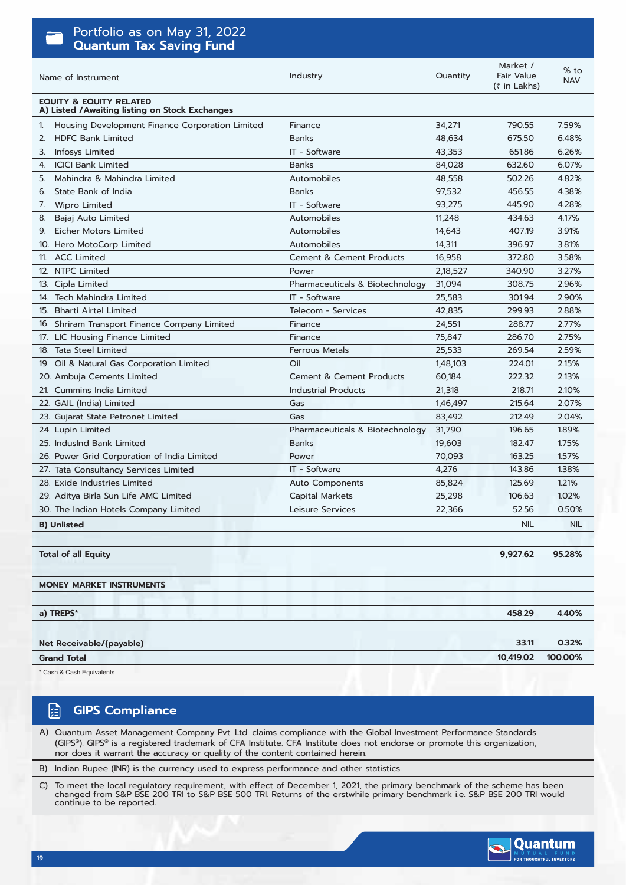## Portfolio as on May 31, 2022
## Quantum Tax Saving Fund

| Name of Instrument | Industry | Quantity | Market / Fair Value (₹ in Lakhs) | % to NAV |
|---|---|---|---|---|
| **EQUITY & EQUITY RELATED**<br>**A) Listed /Awaiting listing on Stock Exchanges** | | | | |
| 1. Housing Development Finance Corporation Limited | Finance | 34,271 | 790.55 | 7.59% |
| 2. HDFC Bank Limited | Banks | 48,634 | 675.50 | 6.48% |
| 3. Infosys Limited | IT - Software | 43,353 | 651.86 | 6.26% |
| 4. ICICI Bank Limited | Banks | 84,028 | 632.60 | 6.07% |
| 5. Mahindra & Mahindra Limited | Automobiles | 48,558 | 502.26 | 4.82% |
| 6. State Bank of India | Banks | 97,532 | 456.55 | 4.38% |
| 7. Wipro Limited | IT - Software | 93,275 | 445.90 | 4.28% |
| 8. Bajaj Auto Limited | Automobiles | 11,248 | 434.63 | 4.17% |
| 9. Eicher Motors Limited | Automobiles | 14,643 | 407.19 | 3.91% |
| 10. Hero MotoCorp Limited | Automobiles | 14,311 | 396.97 | 3.81% |
| 11. ACC Limited | Cement & Cement Products | 16,958 | 372.80 | 3.58% |
| 12. NTPC Limited | Power | 2,18,527 | 340.90 | 3.27% |
| 13. Cipla Limited | Pharmaceuticals & Biotechnology | 31,094 | 308.75 | 2.96% |
| 14. Tech Mahindra Limited | IT - Software | 25,583 | 301.94 | 2.90% |
| 15. Bharti Airtel Limited | Telecom - Services | 42,835 | 299.93 | 2.88% |
| 16. Shriram Transport Finance Company Limited | Finance | 24,551 | 288.77 | 2.77% |
| 17. LIC Housing Finance Limited | Finance | 75,847 | 286.70 | 2.75% |
| 18. Tata Steel Limited | Ferrous Metals | 25,533 | 269.54 | 2.59% |
| 19. Oil & Natural Gas Corporation Limited | Oil | 1,48,103 | 224.01 | 2.15% |
| 20. Ambuja Cements Limited | Cement & Cement Products | 60,184 | 222.32 | 2.13% |
| 21. Cummins India Limited | Industrial Products | 21,318 | 218.71 | 2.10% |
| 22. GAIL (India) Limited | Gas | 1,46,497 | 215.64 | 2.07% |
| 23. Gujarat State Petronet Limited | Gas | 83,492 | 212.49 | 2.04% |
| 24. Lupin Limited | Pharmaceuticals & Biotechnology | 31,790 | 196.65 | 1.89% |
| 25. IndusInd Bank Limited | Banks | 19,603 | 182.47 | 1.75% |
| 26. Power Grid Corporation of India Limited | Power | 70,093 | 163.25 | 1.57% |
| 27. Tata Consultancy Services Limited | IT - Software | 4,276 | 143.86 | 1.38% |
| 28. Exide Industries Limited | Auto Components | 85,824 | 125.69 | 1.21% |
| 29. Aditya Birla Sun Life AMC Limited | Capital Markets | 25,298 | 106.63 | 1.02% |
| 30. The Indian Hotels Company Limited | Leisure Services | 22,366 | 52.56 | 0.50% |
| **B) Unlisted** | | | NIL | NIL |
| **Total of all Equity** | | | **9,927.62** | **95.28%** |
| **MONEY MARKET INSTRUMENTS** | | | | |
| **a) TREPS*** | | | **458.29** | **4.40%** |
| **Net Receivable/(payable)** | | | **33.11** | **0.32%** |
| **Grand Total** | | | **10,419.02** | **100.00%** |

* Cash & Cash Equivalents

## GIPS Compliance

A) Quantum Asset Management Company Pvt. Ltd. claims compliance with the Global Investment Performance Standards (GIPS®). GIPS® is a registered trademark of CFA Institute. CFA Institute does not endorse or promote this organization, nor does it warrant the accuracy or quality of the content contained herein.

B) Indian Rupee (INR) is the currency used to express performance and other statistics.

C) To meet the local regulatory requirement, with effect of December 1, 2021, the primary benchmark of the scheme has been changed from S&P BSE 200 TRI to S&P BSE 500 TRI. Returns of the erstwhile primary benchmark i.e. S&P BSE 200 TRI would continue to be reported.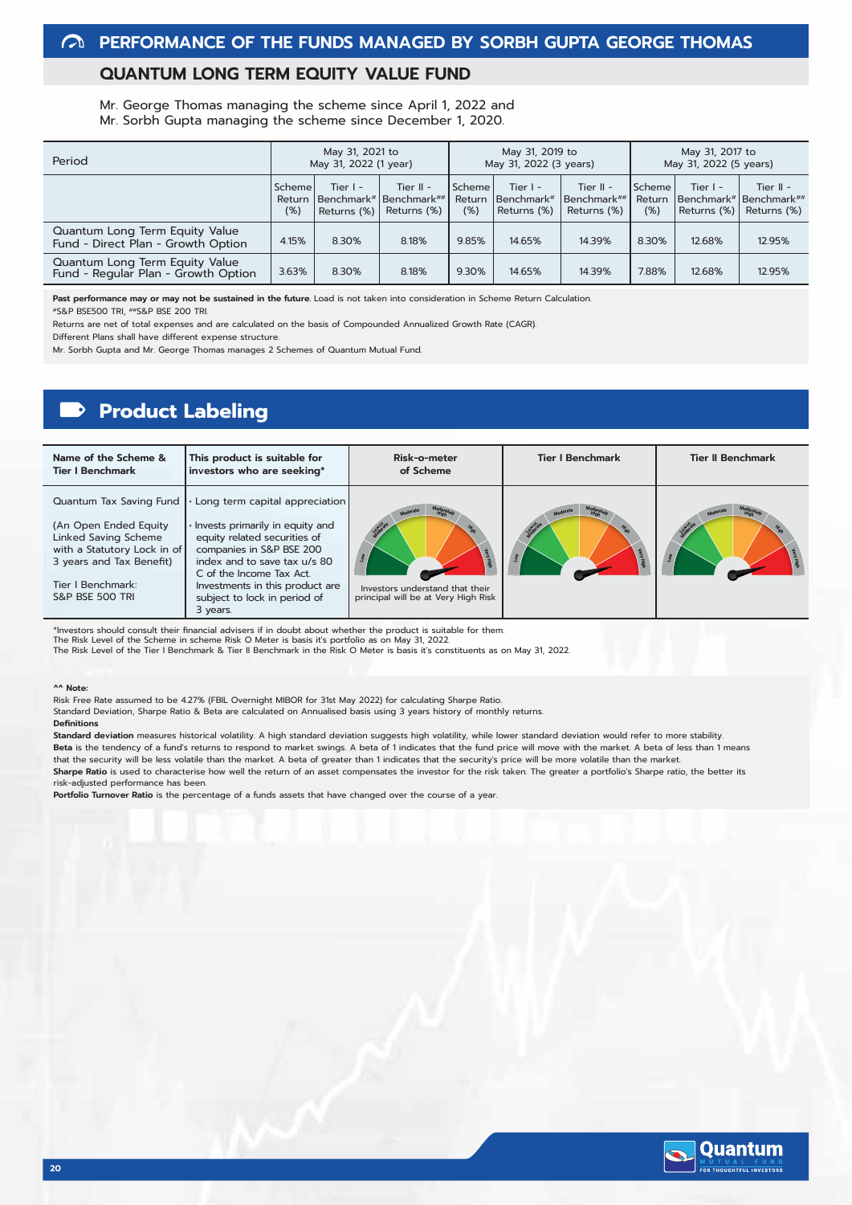## PERFORMANCE OF THE FUNDS MANAGED BY SORBH GUPTA GEORGE THOMAS

### QUANTUM LONG TERM EQUITY VALUE FUND

Mr. George Thomas managing the scheme since April 1, 2022 and
Mr. Sorbh Gupta managing the scheme since December 1, 2020.

| Period | May 31, 2021 to May 31, 2022 (1 year) | | | May 31, 2019 to May 31, 2022 (3 years) | | | May 31, 2017 to May 31, 2022 (5 years) | | |
|---|---|---|---|---|---|---|---|---|---|
| | Scheme Return (%) | Tier I - Benchmark# Returns (%) | Tier II - Benchmark## Returns (%) | Scheme Return (%) | Tier I - Benchmark# Returns (%) | Tier II - Benchmark## Returns (%) | Scheme Return (%) | Tier I - Benchmark# Returns (%) | Tier II - Benchmark## Returns (%) |
| Quantum Long Term Equity Value Fund - Direct Plan - Growth Option | 4.15% | 8.30% | 8.18% | 9.85% | 14.65% | 14.39% | 8.30% | 12.68% | 12.95% |
| Quantum Long Term Equity Value Fund - Regular Plan - Growth Option | 3.63% | 8.30% | 8.18% | 9.30% | 14.65% | 14.39% | 7.88% | 12.68% | 12.95% |

**Past performance may or may not be sustained in the future.** Load is not taken into consideration in Scheme Return Calculation.
#S&P BSE500 TRI, ##S&P BSE 200 TRI.
Returns are net of total expenses and are calculated on the basis of Compounded Annualized Growth Rate (CAGR).
Different Plans shall have different expense structure.
Mr. Sorbh Gupta and Mr. George Thomas manages 2 Schemes of Quantum Mutual Fund.

## Product Labeling

| Name of the Scheme & Tier I Benchmark | This product is suitable for investors who are seeking* | Risk-o-meter of Scheme | Tier I Benchmark | Tier II Benchmark |
|---|---|---|---|---|
| Quantum Tax Saving Fund<br><br>(An Open Ended Equity Linked Saving Scheme with a Statutory Lock in of 3 years and Tax Benefit)<br><br>Tier I Benchmark: S&P BSE 500 TRI | · Long term capital appreciation<br><br>· Invests primarily in equity and equity related securities of companies in S&P BSE 200 index and to save tax u/s 80 C of the Income Tax Act. Investments in this product are subject to lock in period of 3 years. | Investors understand that their principal will be at Very High Risk | | |

*Investors should consult their financial advisers if in doubt about whether the product is suitable for them.
The Risk Level of the Scheme in scheme Risk O Meter is basis it's portfolio as on May 31, 2022.
The Risk Level of the Tier I Benchmark & Tier II Benchmark in the Risk O Meter is basis it's constituents as on May 31, 2022.

**^^ Note:**

Risk Free Rate assumed to be 4.27% (FBIL Overnight MIBOR for 31st May 2022) for calculating Sharpe Ratio.
Standard Deviation, Sharpe Ratio & Beta are calculated on Annualised basis using 3 years history of monthly returns.

**Definitions**

**Standard deviation** measures historical volatility. A high standard deviation suggests high volatility, while lower standard deviation would refer to more stability.
**Beta** is the tendency of a fund's returns to respond to market swings. A beta of 1 indicates that the fund price will move with the market. A beta of less than 1 means that the security will be less volatile than the market. A beta of greater than 1 indicates that the security's price will be more volatile than the market.
**Sharpe Ratio** is used to characterise how well the return of an asset compensates the investor for the risk taken. The greater a portfolio's Sharpe ratio, the better its risk-adjusted performance has been.
**Portfolio Turnover Ratio** is the percentage of a funds assets that have changed over the course of a year.